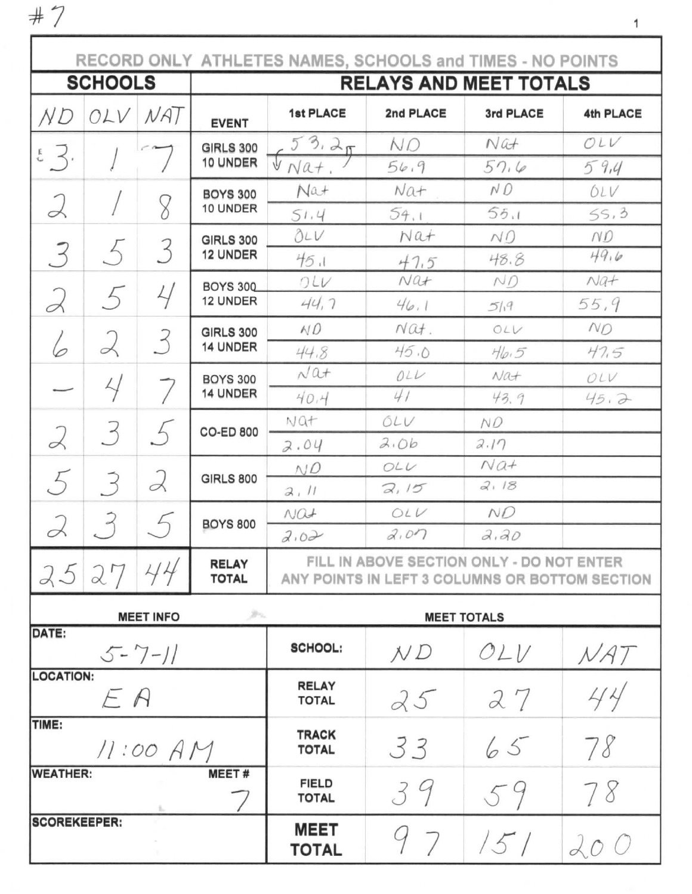#7

RECORD ONLY ATHLETES NAMES, SCHOOLS and TIMES - NO POINTS

| SCHOOLS | | | RELAYS AND MEET TOTALS | | | | |
|---|---|---|---|---|---|---|---|
| ND | OLV | NAT | EVENT | 1st PLACE | 2nd PLACE | 3rd PLACE | 4th PLACE |
| 3 | 1 | 7 | GIRLS 300 10 UNDER | 53.2 Nat. | ND 56.9 | Nat 57.6 | OLV 59.4 |
| 2 | 1 | 8 | BOYS 300 10 UNDER | Nat 51.4 | Nat 54.1 | ND 55.1 | OLV 55.3 |
| 3 | 5 | 3 | GIRLS 300 12 UNDER | OLV 45.1 | Nat 47.5 | ND 48.8 | ND 49.6 |
| 2 | 5 | 4 | BOYS 300 12 UNDER | OLV 44.7 | Nat 46.1 | ND 51.9 | Nat 55.9 |
| 6 | 2 | 3 | GIRLS 300 14 UNDER | ND 44.8 | Nat. 45.0 | OLV 46.5 | ND 47.5 |
| — | 4 | 7 | BOYS 300 14 UNDER | Nat 40.4 | OLV 41 | Nat 43.9 | OLV 45.2 |
| 2 | 3 | 5 | CO-ED 800 | Nat 2.04 | OLV 2.06 | ND 2.17 | |
| 5 | 3 | 2 | GIRLS 800 | ND 2.11 | OLV 2.15 | Nat 2.18 | |
| 2 | 3 | 5 | BOYS 800 | Nat 2.02 | OLV 2.07 | ND 2.20 | |
| 25 | 27 | 44 | RELAY TOTAL | FILL IN ABOVE SECTION ONLY - DO NOT ENTER ANY POINTS IN LEFT 3 COLUMNS OR BOTTOM SECTION | | | |

| MEET INFO | MEET TOTALS | | | |
|---|---|---|---|---|
| DATE: 5-7-11 | SCHOOL: | ND | OLV | NAT |
| LOCATION: EA | RELAY TOTAL | 25 | 27 | 44 |
| TIME: 11:00 AM | TRACK TOTAL | 33 | 65 | 78 |
| WEATHER: / MEET # 7 | FIELD TOTAL | 39 | 59 | 78 |
| SCOREKEEPER: | MEET TOTAL | 97 | 151 | 200 |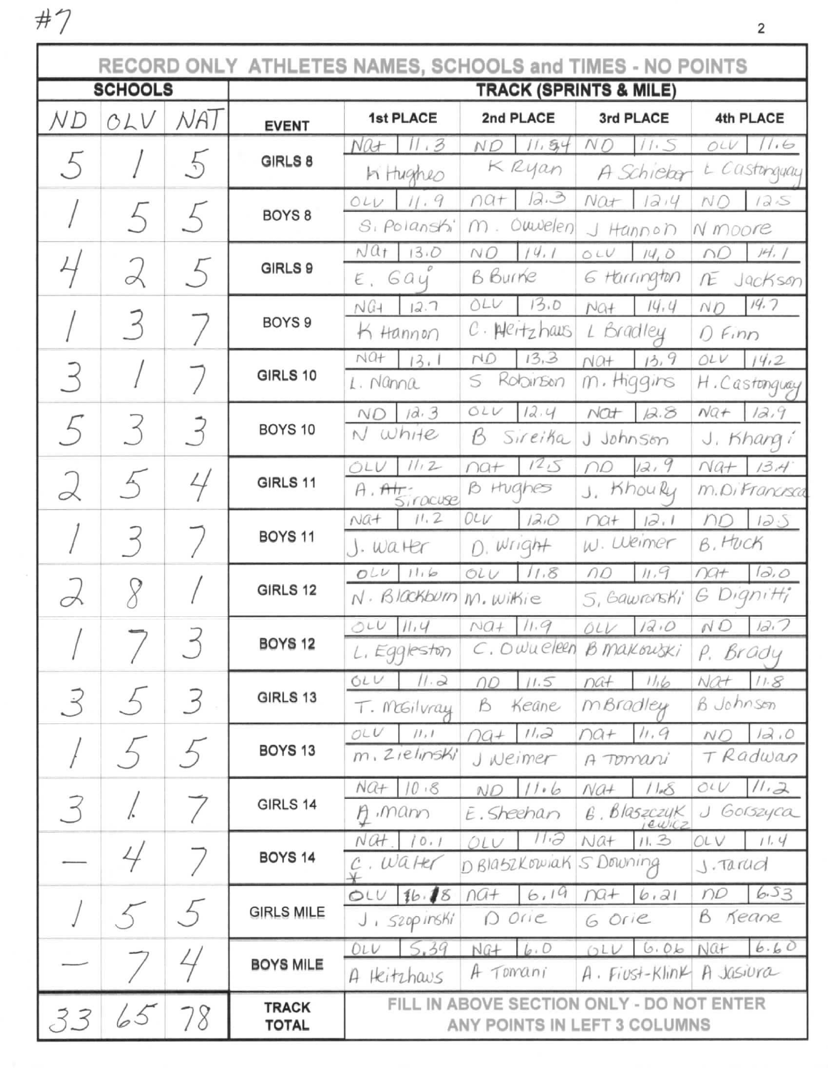#7

| SCHOOLS | | | TRACK (SPRINTS & MILE) | | | | |
|---|---|---|---|---|---|---|---|
| **RECORD ONLY ATHLETES NAMES, SCHOOLS and TIMES - NO POINTS** | | | | | | | |
| ND | OLV | NAT | EVENT | 1st PLACE | 2nd PLACE | 3rd PLACE | 4th PLACE |
| 5 | 1 | 5 | GIRLS 8 | Nat 11.3 K Hughes | ND 11.54 K Ryan | ND 11.5 A Schieber | OLV 11.6 L Castonguay |
| 1 | 5 | 5 | BOYS 8 | OLV 11.9 S. Polanski | nat 12.3 M. Ouwelen | Nat 12.4 J Hannon | ND 12.5 N Moore |
| 4 | 2 | 5 | GIRLS 9 | Nat 13.0 E. Gay | ND 14.1 B Burke | OLV 14.0 G Harrington | ND 14.1 NE Jackson |
| 1 | 3 | 7 | BOYS 9 | Nat 12.7 K Hannon | OLV 13.0 C. Heitzhaus | Nat 14.4 L Bradley | ND 14.7 D Finn |
| 3 | 1 | 7 | GIRLS 10 | Nat 13.1 L. Nanna | ND 13.3 S Robinson | Nat 13.9 M. Higgins | OLV 14.2 H. Castonguay |
| 5 | 3 | 3 | BOYS 10 | ND 12.3 N White | OLV 12.4 B Sireika | Nat 12.8 J Johnson | Nat 12.9 J. Khangi |
| 2 | 5 | 4 | GIRLS 11 | OLV 11.2 A. Siracuse | nat 12.5 B Hughes | ND 12.9 J. Khoury | Nat 13.4 M. DiFrancesca |
| 1 | 3 | 7 | BOYS 11 | Nat 11.2 J. Walter | OLV 12.0 D. Wright | nat 12.1 W. Weimer | ND 12.5 B. Huck |
| 2 | 8 | 1 | GIRLS 12 | OLV 11.6 N. Blackburn | OLV 11.8 M. Wilkie | ND 11.9 S. Gawronski | nat 12.0 G Dignitti |
| 1 | 7 | 3 | BOYS 12 | OLV 11.4 L. Eggleston | Nat 11.9 C. Owueleen | OLV 12.0 B Makowski | ND 12.7 P. Brady |
| 3 | 5 | 3 | GIRLS 13 | OLV 11.2 T. McGilvray | ND 11.5 B Keane | nat 11.6 M Bradley | Nat 11.8 B Johnson |
| 1 | 5 | 5 | BOYS 13 | OLV 11.1 M. Zielinski | nat 11.2 J Weimer | nat 11.9 A Tomani | ND 12.0 T Radwan |
| 3 | 1 | 7 | GIRLS 14 | Nat 10.8 A. Mann | ND 11.6 E. Sheehan | Nat 11.8 G. Blaszczyk iewicz | OLV 11.2 J Gorszyca |
| — | 4 | 7 | BOYS 14 | Nat 10.1 C. Walter * | OLV 11.2 D Blaszkowiak | Nat 11.3 S Downing | OLV 11.4 J. Tarud |
| 1 | 5 | 5 | GIRLS MILE | OLV 6.18 J. Szopinski | nat 6.19 D Orie | nat 6.21 G Orie | ND 6.53 B Keane |
| — | 7 | 4 | BOYS MILE | OLV 5.39 A Heitzhaus | Nat 6.0 A Tomani | OLV 6.06 A. Fiust-Klink | Nat 6.60 A Jasiura |
| 33 | 65 | 78 | TRACK TOTAL | FILL IN ABOVE SECTION ONLY - DO NOT ENTER ANY POINTS IN LEFT 3 COLUMNS | | | |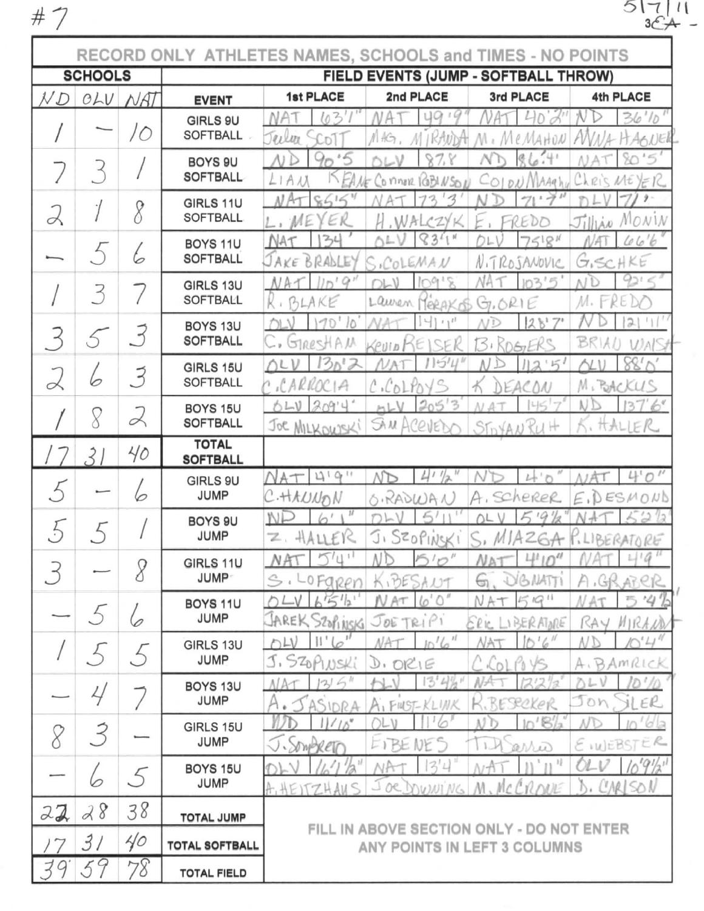#7

5/7/11
3EA -

| RECORD ONLY ATHLETES NAMES, SCHOOLS and TIMES - NO POINTS | | | | | | | |
|---|---|---|---|---|---|---|---|
| SCHOOLS | | | FIELD EVENTS (JUMP - SOFTBALL THROW) | | | | |
| ND | OLV | NAT | EVENT | 1st PLACE | 2nd PLACE | 3rd PLACE | 4th PLACE |
| 1 | — | 10 | GIRLS 9U SOFTBALL | NAT 63'1" Julia SCOTT | NAT 49'9" MAG. MIRANDA | NAT 40'2" M. McMAHON | ND 36'10" ANNA HAGNER |
| 7 | 3 | 1 | BOYS 9U SOFTBALL | ND 90'5 LIAM KEANE | OLV 87.8 Connor ROBINSON | ND 86'4" COLON MAAGHY | NAT 80'5' Chris MEYER |
| 2 | 1 | 8 | GIRLS 11U SOFTBALL | NAT 85'5" L. MEYER | NAT 73'3' H. WALCZYK | ND 71'7" E. FREDO | OLV 71' Jillian MONIN |
| — | 5 | 6 | BOYS 11U SOFTBALL | NAT 134' JAKE BRADLEY | OLV 83'1" S. COLEMAN | OLV 75'8" N. TROJANOVIC | NAT 66'6" G. SCHKE |
| 1 | 3 | 7 | GIRLS 13U SOFTBALL | NAT 110'9" R. BLAKE | OLV 109'8 Lauren MERAKOS | NAT 103'5' G. ORIE | ND 92'5" M. FREDO |
| 3 | 5 | 3 | BOYS 13U SOFTBALL | OLV 170'10' C. GRESHAM | NAT 141'1" KEVIN REISER | ND 128'7" B. ROGERS | ND 121'11" BRIAN WALSH |
| 2 | 6 | 3 | GIRLS 15U SOFTBALL | OLV 130'2 C. CARROCIA | NAT 115'4" C. COLPOYS | ND 112'5' K DEACON | OLV 88'0' M. BACKUS |
| 1 | 8 | 2 | BOYS 15U SOFTBALL | OLV 209'4' Joe MILKOWSKI | OLV 205'3' SAM ACEVEDO | NAT 145'7' STOYAN RUH | ND 137'6" K. HALLER |
| 17 | 31 | 40 | TOTAL SOFTBALL | | | | |
| 5 | — | 6 | GIRLS 9U JUMP | NAT 4'9" C. HANNON | ND 4'1/2" O. RADWAN | ND 4'0" A. SCHERER | NAT 4'0" E. DESMOND |
| 5 | 5 | 1 | BOYS 9U JUMP | ND 6'1" Z. HALLER | OLV 5'11" J. SZOPINSKI | OLV 5'9½" S. MIAZGA | NAT 5'2½" P. LIBERATORE |
| 3 | — | 8 | GIRLS 11U JUMP | NAT 5'4" S. LOFGREN | ND 5'0" K. BESANT | NAT 4'10" G. DIGNATTI | NAT 4'9" A. GRABER |
| — | 5 | 6 | BOYS 11U JUMP | OLV 6'5½" JAREK SZOPINSKI | NAT 6'0" JOE TRIPI | NAT 5'9" ERIC LIBERATORE | NAT 5'4½" RAY MIRANDA |
| 1 | 5 | 5 | GIRLS 13U JUMP | OLV 11'6" J. SZOPINSKI | NAT 10'6" D. ORIE | NAT 10'6" C. COLPOYS | ND 10'4" A. BAMRICK |
| — | 4 | 7 | BOYS 13U JUMP | NAT 13'5" A. JASIORA | OLV 13'4½" A. FIRST-KLINK | NAT 12'2½" R. BESECKER | OLV 10'½" JON SILER |
| 8 | 3 | — | GIRLS 15U JUMP | ND 11'10" J. SOMBRETO | OLV 11'6" E. BENES | ND 10'8½" T. DISARRO | ND 10'6½ E. WEBSTER |
| — | 6 | 5 | BOYS 15U JUMP | OLV 16'1½" A. HEITZHAUS | NAT 13'4" JOE DOWNING | NAT 11'11" M. McCRONE | OLV 10'9½" D. CARLSON |
| 22 | 28 | 38 | TOTAL JUMP | FILL IN ABOVE SECTION ONLY - DO NOT ENTER ANY POINTS IN LEFT 3 COLUMNS | | | |
| 17 | 31 | 40 | TOTAL SOFTBALL | | | | |
| 39 | 59 | 78 | TOTAL FIELD | | | | |